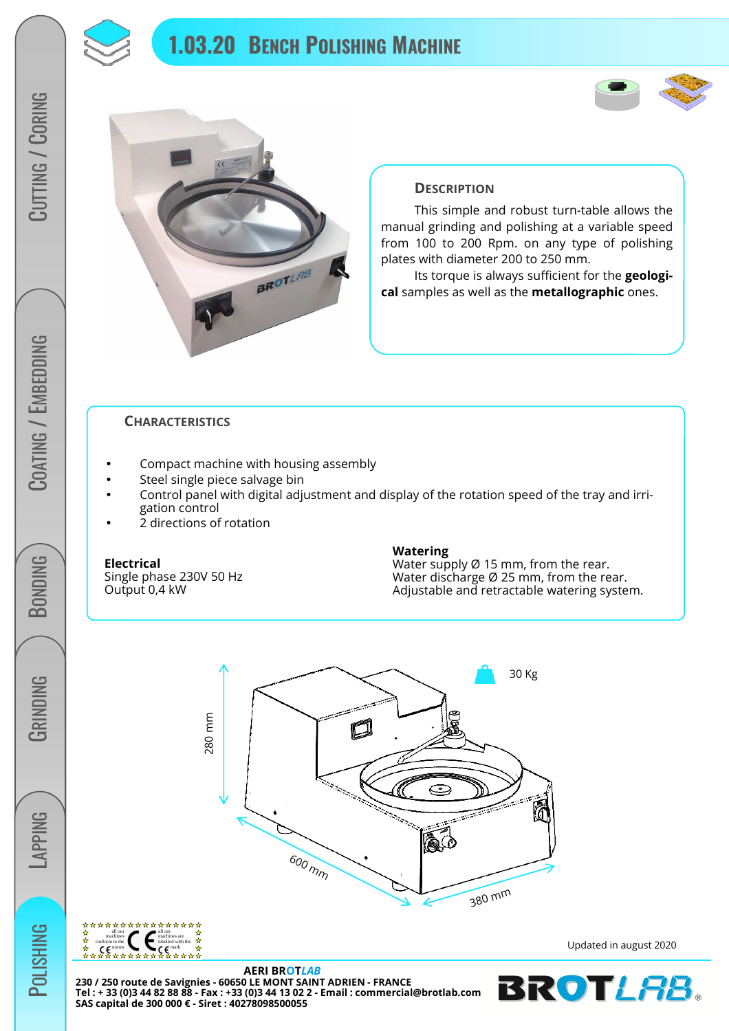# 1.03.20 Bench Polishing Machine

## Description

This simple and robust turn-table allows the manual grinding and polishing at a variable speed from 100 to 200 Rpm. on any type of polishing plates with diameter 200 to 250 mm.

Its torque is always sufficient for the **geological** samples as well as the **metallographic** ones.

## Characteristics

- Compact machine with housing assembly
- Steel single piece salvage bin
- Control panel with digital adjustment and display of the rotation speed of the tray and irrigation control
- 2 directions of rotation

**Electrical**
Single phase 230V 50 Hz
Output 0,4 kW

**Watering**
Water supply Ø 15 mm, from the rear.
Water discharge Ø 25 mm, from the rear.
Adjustable and retractable watering system.

280 mm

600 mm

380 mm

30 Kg

Updated in august 2020

**AERI BROTLAB**
**230 / 250 route de Savignies - 60650 LE MONT SAINT ADRIEN - FRANCE**
**Tel : + 33 (0)3 44 82 88 88 - Fax : +33 (0)3 44 13 02 2 - Email : commercial@brotlab.com**
**SAS capital de 300 000 € - Siret : 40278098500055**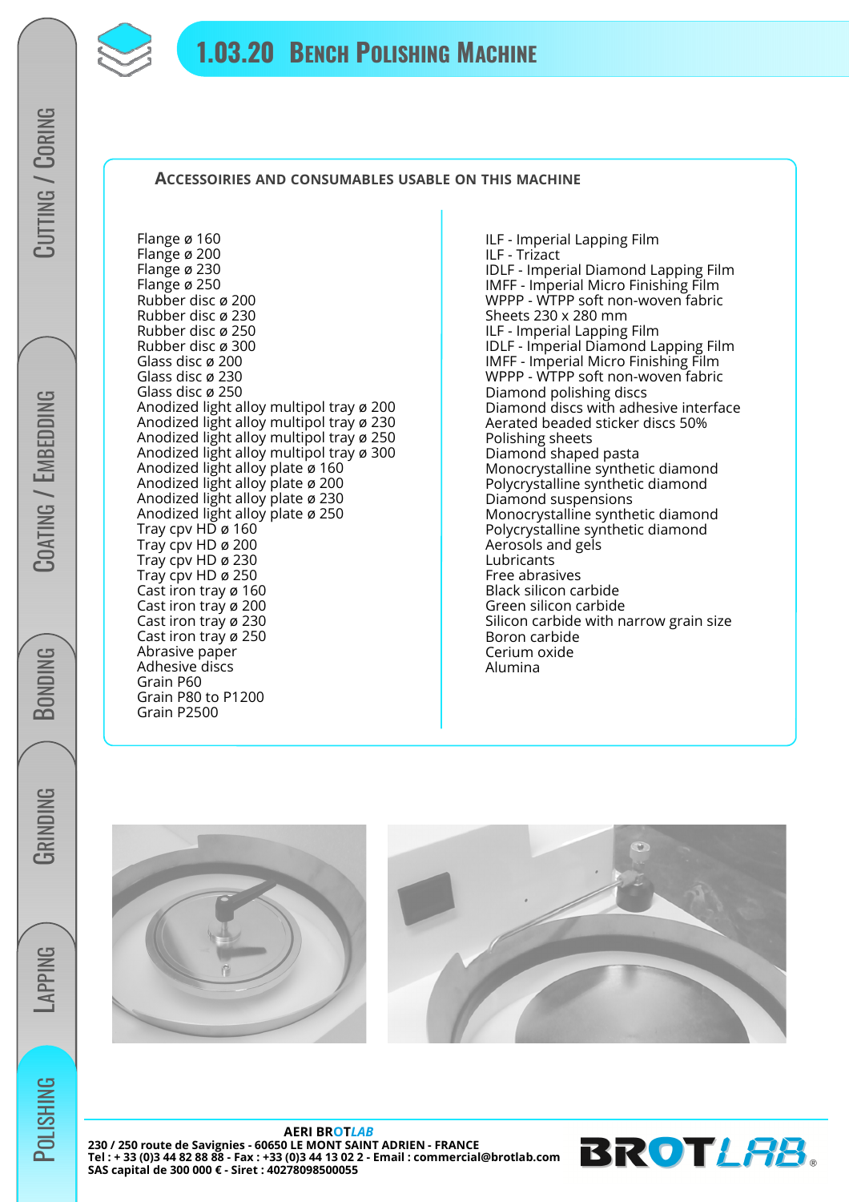# 1.03.20 Bench Polishing Machine

## Accessoiries and consumables usable on this machine

Flange ø 160
Flange ø 200
Flange ø 230
Flange ø 250
Rubber disc ø 200
Rubber disc ø 230
Rubber disc ø 250
Rubber disc ø 300
Glass disc ø 200
Glass disc ø 230
Glass disc ø 250
Anodized light alloy multipol tray ø 200
Anodized light alloy multipol tray ø 230
Anodized light alloy multipol tray ø 250
Anodized light alloy multipol tray ø 300
Anodized light alloy plate ø 160
Anodized light alloy plate ø 200
Anodized light alloy plate ø 230
Anodized light alloy plate ø 250
Tray cpv HD ø 160
Tray cpv HD ø 200
Tray cpv HD ø 230
Tray cpv HD ø 250
Cast iron tray ø 160
Cast iron tray ø 200
Cast iron tray ø 230
Cast iron tray ø 250
Abrasive paper
Adhesive discs
Grain P60
Grain P80 to P1200
Grain P2500

ILF - Imperial Lapping Film
ILF - Trizact
IDLF - Imperial Diamond Lapping Film
IMFF - Imperial Micro Finishing Film
WPPP - WTPP soft non-woven fabric
Sheets 230 x 280 mm
ILF - Imperial Lapping Film
IDLF - Imperial Diamond Lapping Film
IMFF - Imperial Micro Finishing Film
WPPP - WTPP soft non-woven fabric
Diamond polishing discs
Diamond discs with adhesive interface
Aerated beaded sticker discs 50%
Polishing sheets
Diamond shaped pasta
Monocrystalline synthetic diamond
Polycrystalline synthetic diamond
Diamond suspensions
Monocrystalline synthetic diamond
Polycrystalline synthetic diamond
Aerosols and gels
Lubricants
Free abrasives
Black silicon carbide
Green silicon carbide
Silicon carbide with narrow grain size
Boron carbide
Cerium oxide
Alumina

**AERI BROTLAB**
**230 / 250 route de Savignies - 60650 LE MONT SAINT ADRIEN - FRANCE**
**Tel : + 33 (0)3 44 82 88 88 - Fax : +33 (0)3 44 13 02 2 - Email : commercial@brotlab.com**
**SAS capital de 300 000 € - Siret : 40278098500055**